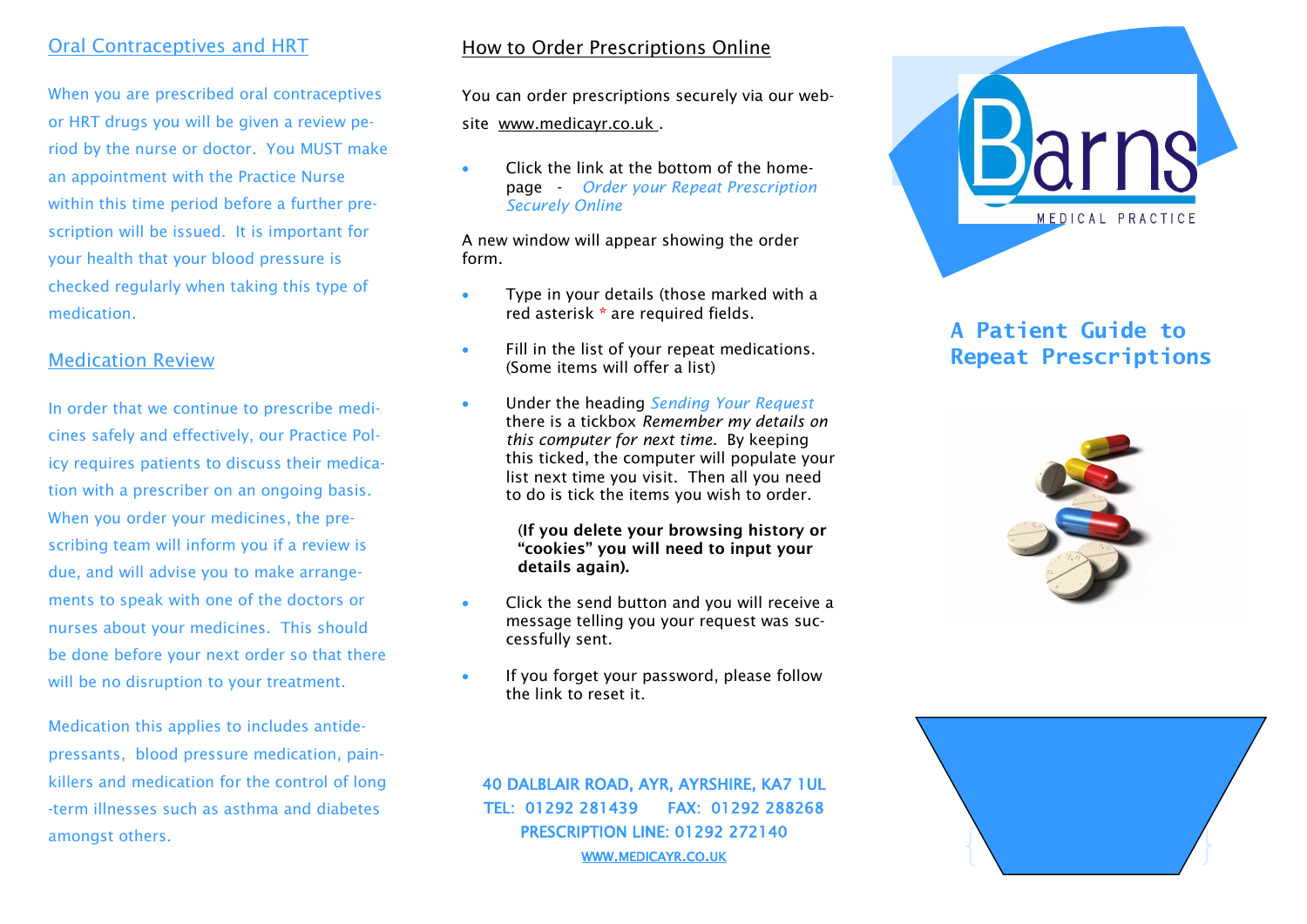## Oral Contraceptives and HRT

When you are prescribed oral contraceptives or HRT drugs you will be given a review period by the nurse or doctor. You MUST make an appointment with the Practice Nurse within this time period before a further prescription will be issued. It is important for your health that your blood pressure is checked regularly when taking this type of medication.

## Medication Review

In order that we continue to prescribe medicines safely and effectively, our Practice Policy requires patients to discuss their medication with a prescriber on an ongoing basis. When you order your medicines, the prescribing team will inform you if a review is due, and will advise you to make arrangements to speak with one of the doctors or nurses about your medicines. This should be done before your next order so that there will be no disruption to your treatment.

Medication this applies to includes antidepressants, blood pressure medication, painkillers and medication for the control of long-term illnesses such as asthma and diabetes amongst others.

## How to Order Prescriptions Online

You can order prescriptions securely via our website www.medicayr.co.uk .

- Click the link at the bottom of the homepage - *Order your Repeat Prescription Securely Online*

A new window will appear showing the order form.

- Type in your details (those marked with a red asterisk * are required fields.
- Fill in the list of your repeat medications. (Some items will offer a list)
- Under the heading *Sending Your Request* there is a tickbox *Remember my details on this computer for next time.* By keeping this ticked, the computer will populate your list next time you visit. Then all you need to do is tick the items you wish to order.

  (**If you delete your browsing history or "cookies" you will need to input your details again).**

- Click the send button and you will receive a message telling you your request was successfully sent.
- If you forget your password, please follow the link to reset it.

40 DALBLAIR ROAD, AYR, AYRSHIRE, KA7 1UL
TEL: 01292 281439 FAX: 01292 288268
PRESCRIPTION LINE: 01292 272140
WWW.MEDICAYR.CO.UK

# Barns

MEDICAL PRACTICE

## A Patient Guide to Repeat Prescriptions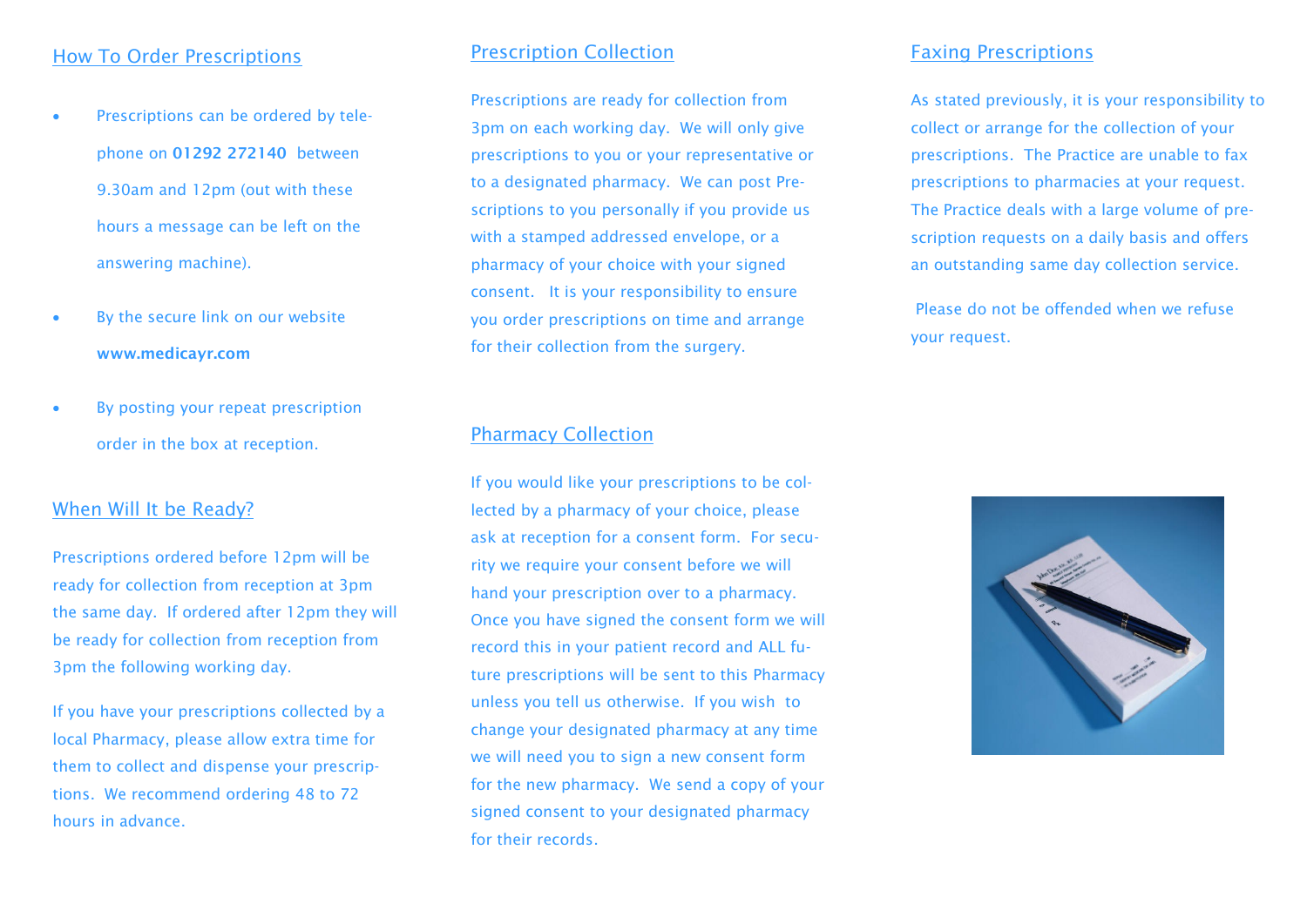## How To Order Prescriptions

- Prescriptions can be ordered by telephone on **01292 272140** between 9.30am and 12pm (out with these hours a message can be left on the answering machine).
- By the secure link on our website **www.medicayr.com**
- By posting your repeat prescription order in the box at reception.

## When Will It be Ready?

Prescriptions ordered before 12pm will be ready for collection from reception at 3pm the same day. If ordered after 12pm they will be ready for collection from reception from 3pm the following working day.

If you have your prescriptions collected by a local Pharmacy, please allow extra time for them to collect and dispense your prescriptions. We recommend ordering 48 to 72 hours in advance.

## Prescription Collection

Prescriptions are ready for collection from 3pm on each working day. We will only give prescriptions to you or your representative or to a designated pharmacy. We can post Prescriptions to you personally if you provide us with a stamped addressed envelope, or a pharmacy of your choice with your signed consent. It is your responsibility to ensure you order prescriptions on time and arrange for their collection from the surgery.

## Pharmacy Collection

If you would like your prescriptions to be collected by a pharmacy of your choice, please ask at reception for a consent form. For security we require your consent before we will hand your prescription over to a pharmacy. Once you have signed the consent form we will record this in your patient record and ALL future prescriptions will be sent to this Pharmacy unless you tell us otherwise. If you wish to change your designated pharmacy at any time we will need you to sign a new consent form for the new pharmacy. We send a copy of your signed consent to your designated pharmacy for their records.

## Faxing Prescriptions

As stated previously, it is your responsibility to collect or arrange for the collection of your prescriptions. The Practice are unable to fax prescriptions to pharmacies at your request. The Practice deals with a large volume of prescription requests on a daily basis and offers an outstanding same day collection service.

Please do not be offended when we refuse your request.